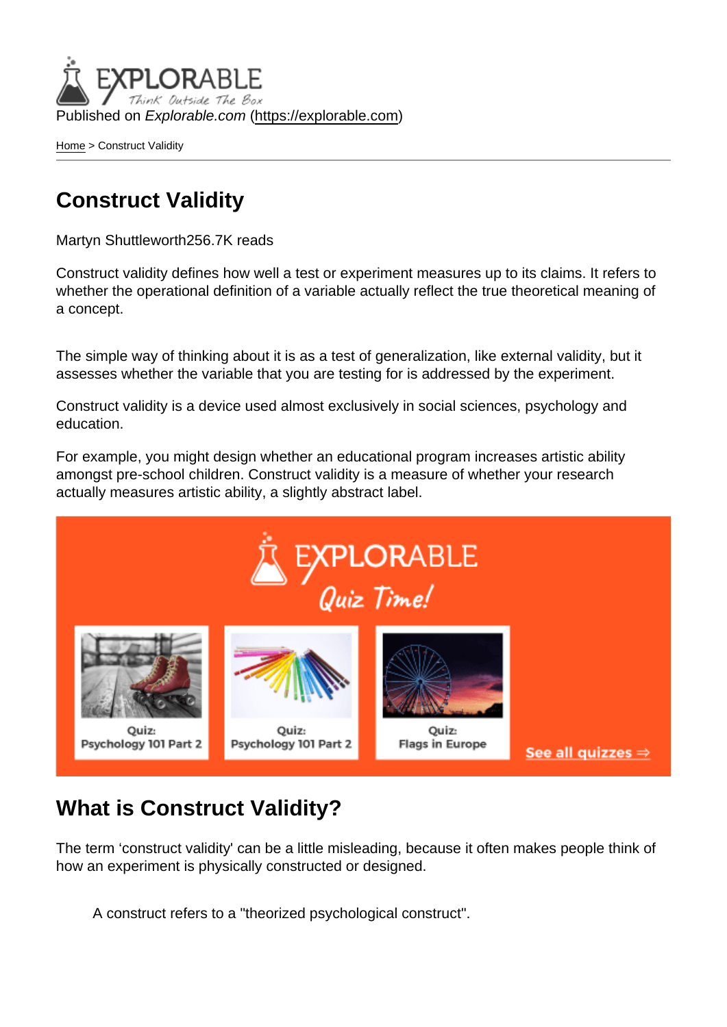Published on *Explorable.com* (https://explorable.com)

Home > Construct Validity

# Construct Validity

Martyn Shuttleworth256.7K reads

Construct validity defines how well a test or experiment measures up to its claims. It refers to whether the operational definition of a variable actually reflect the true theoretical meaning of a concept.

The simple way of thinking about it is as a test of generalization, like external validity, but it assesses whether the variable that you are testing for is addressed by the experiment.

Construct validity is a device used almost exclusively in social sciences, psychology and education.

For example, you might design whether an educational program increases artistic ability amongst pre-school children. Construct validity is a measure of whether your research actually measures artistic ability, a slightly abstract label.

EXPLORABLE
Quiz Time!

Quiz: Psychology 101 Part 2

Quiz: Psychology 101 Part 2

Quiz: Flags in Europe

See all quizzes ⇒

## What is Construct Validity?

The term 'construct validity' can be a little misleading, because it often makes people think of how an experiment is physically constructed or designed.

> A construct refers to a "theorized psychological construct".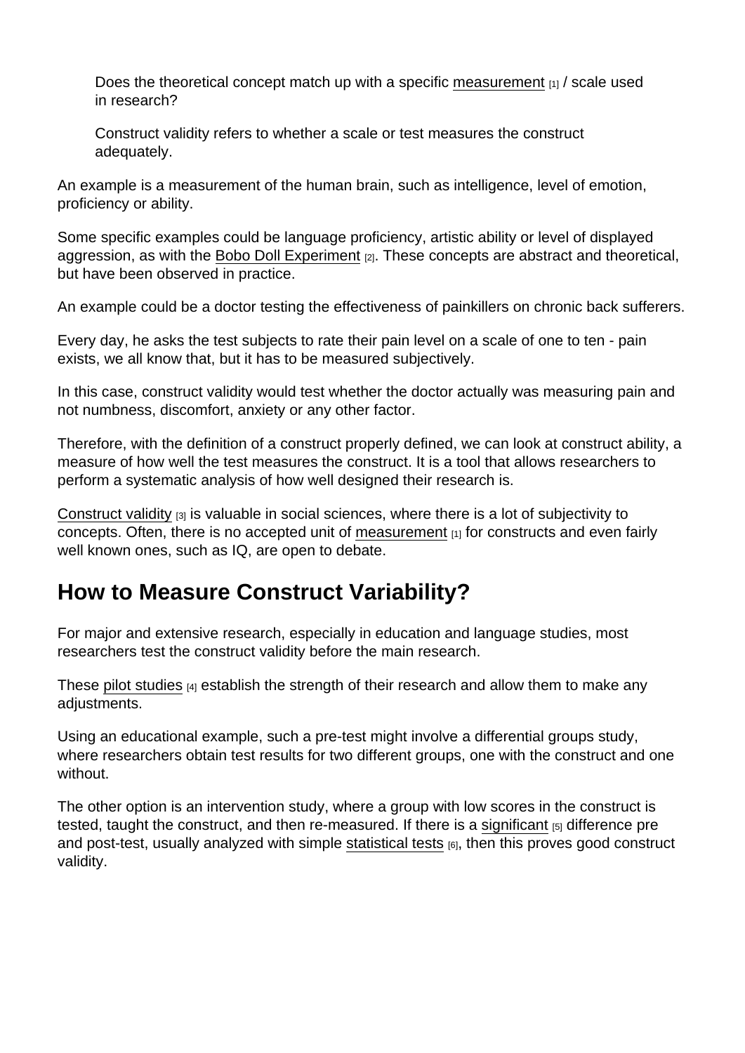> Does the theoretical concept match up with a specific measurement [1] / scale used in research?
>
> Construct validity refers to whether a scale or test measures the construct adequately.

An example is a measurement of the human brain, such as intelligence, level of emotion, proficiency or ability.

Some specific examples could be language proficiency, artistic ability or level of displayed aggression, as with the Bobo Doll Experiment [2]. These concepts are abstract and theoretical, but have been observed in practice.

An example could be a doctor testing the effectiveness of painkillers on chronic back sufferers.

Every day, he asks the test subjects to rate their pain level on a scale of one to ten - pain exists, we all know that, but it has to be measured subjectively.

In this case, construct validity would test whether the doctor actually was measuring pain and not numbness, discomfort, anxiety or any other factor.

Therefore, with the definition of a construct properly defined, we can look at construct ability, a measure of how well the test measures the construct. It is a tool that allows researchers to perform a systematic analysis of how well designed their research is.

Construct validity [3] is valuable in social sciences, where there is a lot of subjectivity to concepts. Often, there is no accepted unit of measurement [1] for constructs and even fairly well known ones, such as IQ, are open to debate.

## How to Measure Construct Variability?

For major and extensive research, especially in education and language studies, most researchers test the construct validity before the main research.

These pilot studies [4] establish the strength of their research and allow them to make any adjustments.

Using an educational example, such a pre-test might involve a differential groups study, where researchers obtain test results for two different groups, one with the construct and one without.

The other option is an intervention study, where a group with low scores in the construct is tested, taught the construct, and then re-measured. If there is a significant [5] difference pre and post-test, usually analyzed with simple statistical tests [6], then this proves good construct validity.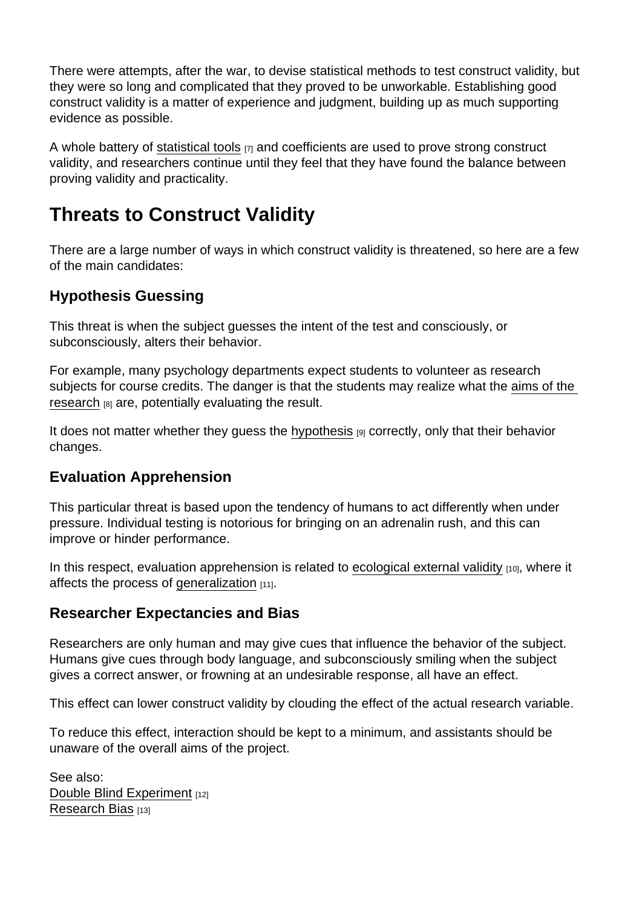There were attempts, after the war, to devise statistical methods to test construct validity, but they were so long and complicated that they proved to be unworkable. Establishing good construct validity is a matter of experience and judgment, building up as much supporting evidence as possible.

A whole battery of statistical tools [7] and coefficients are used to prove strong construct validity, and researchers continue until they feel that they have found the balance between proving validity and practicality.

## Threats to Construct Validity

There are a large number of ways in which construct validity is threatened, so here are a few of the main candidates:

### Hypothesis Guessing

This threat is when the subject guesses the intent of the test and consciously, or subconsciously, alters their behavior.

For example, many psychology departments expect students to volunteer as research subjects for course credits. The danger is that the students may realize what the aims of the research [8] are, potentially evaluating the result.

It does not matter whether they guess the hypothesis [9] correctly, only that their behavior changes.

### Evaluation Apprehension

This particular threat is based upon the tendency of humans to act differently when under pressure. Individual testing is notorious for bringing on an adrenalin rush, and this can improve or hinder performance.

In this respect, evaluation apprehension is related to ecological external validity [10], where it affects the process of generalization [11].

### Researcher Expectancies and Bias

Researchers are only human and may give cues that influence the behavior of the subject. Humans give cues through body language, and subconsciously smiling when the subject gives a correct answer, or frowning at an undesirable response, all have an effect.

This effect can lower construct validity by clouding the effect of the actual research variable.

To reduce this effect, interaction should be kept to a minimum, and assistants should be unaware of the overall aims of the project.

See also:
Double Blind Experiment [12]
Research Bias [13]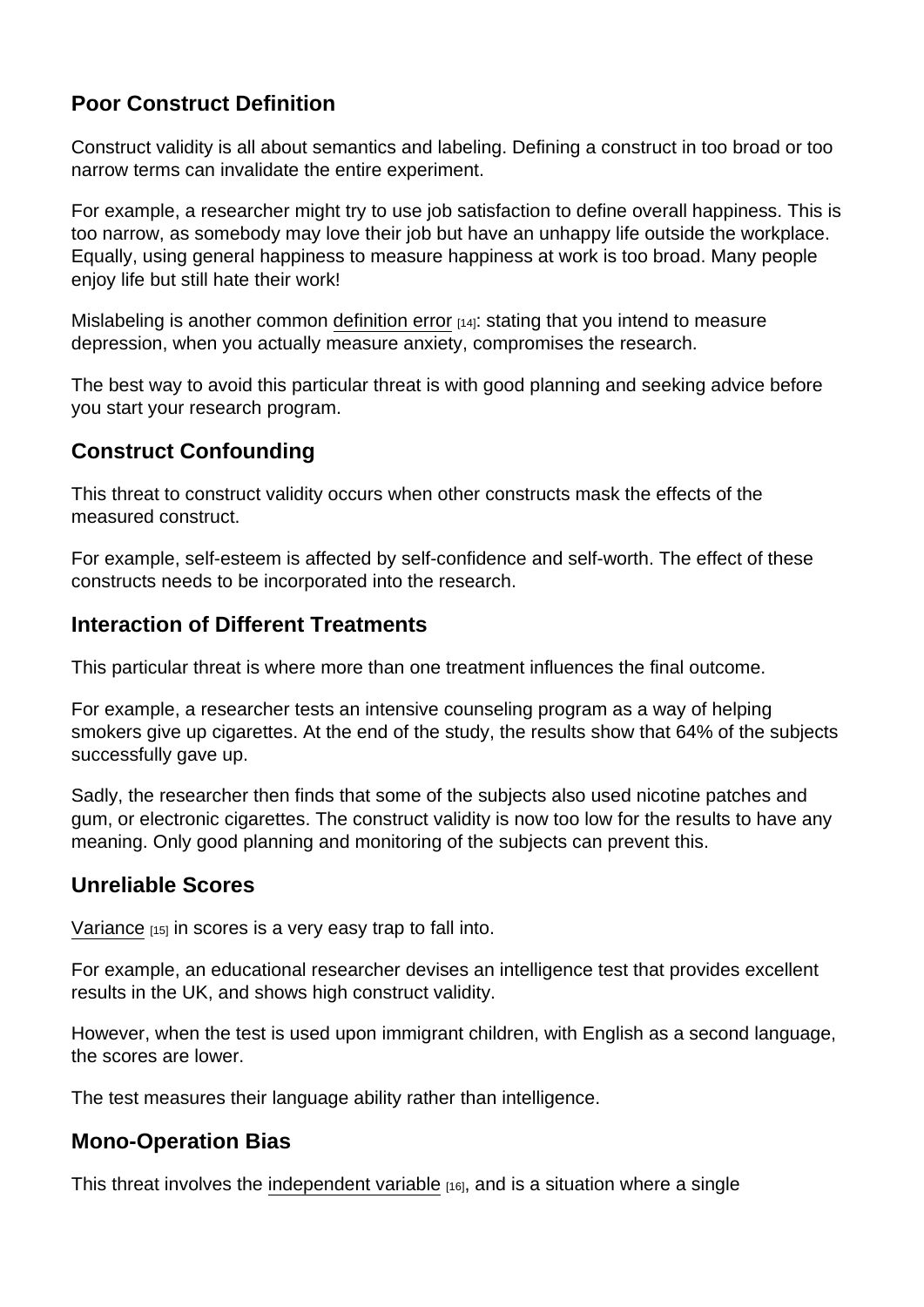## Poor Construct Definition

Construct validity is all about semantics and labeling. Defining a construct in too broad or too narrow terms can invalidate the entire experiment.

For example, a researcher might try to use job satisfaction to define overall happiness. This is too narrow, as somebody may love their job but have an unhappy life outside the workplace. Equally, using general happiness to measure happiness at work is too broad. Many people enjoy life but still hate their work!

Mislabeling is another common definition error [14]: stating that you intend to measure depression, when you actually measure anxiety, compromises the research.

The best way to avoid this particular threat is with good planning and seeking advice before you start your research program.

## Construct Confounding

This threat to construct validity occurs when other constructs mask the effects of the measured construct.

For example, self-esteem is affected by self-confidence and self-worth. The effect of these constructs needs to be incorporated into the research.

## Interaction of Different Treatments

This particular threat is where more than one treatment influences the final outcome.

For example, a researcher tests an intensive counseling program as a way of helping smokers give up cigarettes. At the end of the study, the results show that 64% of the subjects successfully gave up.

Sadly, the researcher then finds that some of the subjects also used nicotine patches and gum, or electronic cigarettes. The construct validity is now too low for the results to have any meaning. Only good planning and monitoring of the subjects can prevent this.

## Unreliable Scores

Variance [15] in scores is a very easy trap to fall into.

For example, an educational researcher devises an intelligence test that provides excellent results in the UK, and shows high construct validity.

However, when the test is used upon immigrant children, with English as a second language, the scores are lower.

The test measures their language ability rather than intelligence.

## Mono-Operation Bias

This threat involves the independent variable [16], and is a situation where a single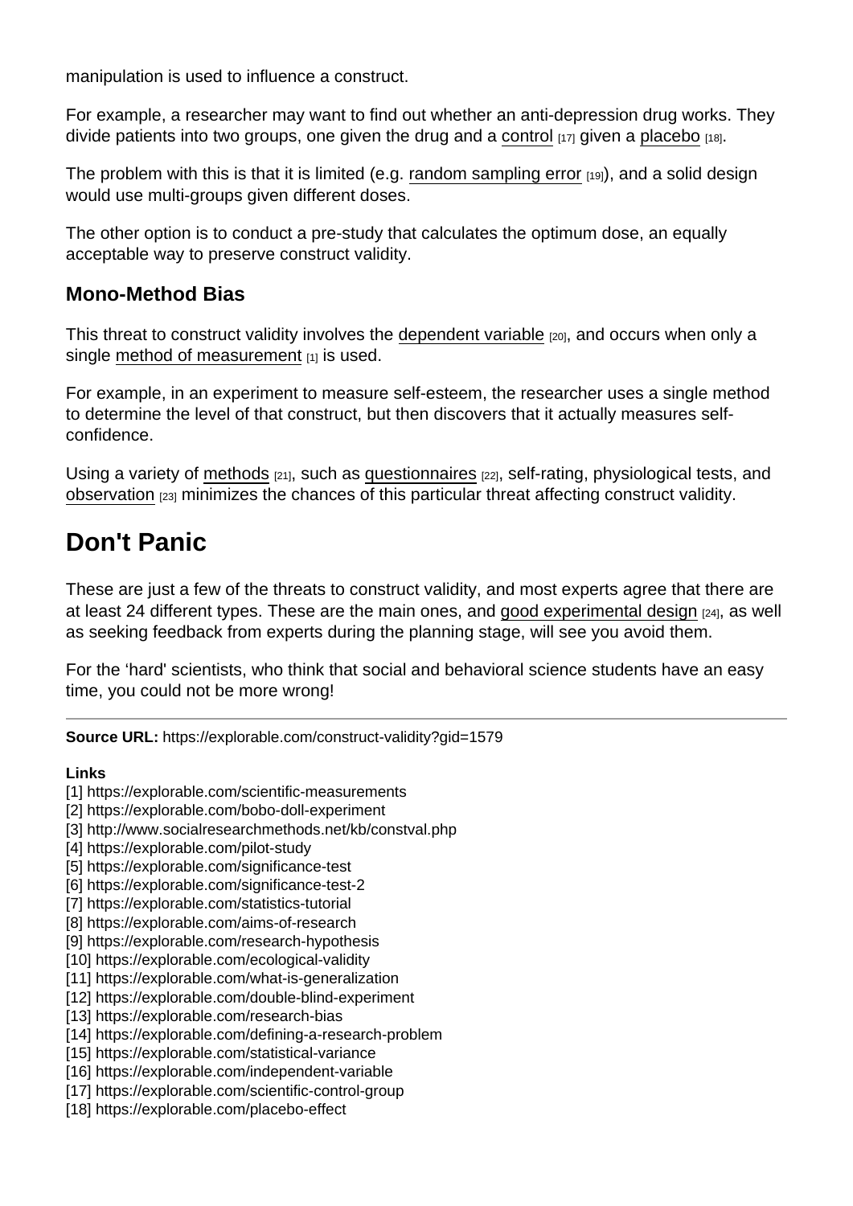manipulation is used to influence a construct.

For example, a researcher may want to find out whether an anti-depression drug works. They divide patients into two groups, one given the drug and a control [17] given a placebo [18].

The problem with this is that it is limited (e.g. random sampling error [19]), and a solid design would use multi-groups given different doses.

The other option is to conduct a pre-study that calculates the optimum dose, an equally acceptable way to preserve construct validity.

### Mono-Method Bias

This threat to construct validity involves the dependent variable [20], and occurs when only a single method of measurement [1] is used.

For example, in an experiment to measure self-esteem, the researcher uses a single method to determine the level of that construct, but then discovers that it actually measures self-confidence.

Using a variety of methods [21], such as questionnaires [22], self-rating, physiological tests, and observation [23] minimizes the chances of this particular threat affecting construct validity.

## Don't Panic

These are just a few of the threats to construct validity, and most experts agree that there are at least 24 different types. These are the main ones, and good experimental design [24], as well as seeking feedback from experts during the planning stage, will see you avoid them.

For the ‘hard' scientists, who think that social and behavioral science students have an easy time, you could not be more wrong!

---

**Source URL:** https://explorable.com/construct-validity?gid=1579

**Links**
[1] https://explorable.com/scientific-measurements
[2] https://explorable.com/bobo-doll-experiment
[3] http://www.socialresearchmethods.net/kb/constval.php
[4] https://explorable.com/pilot-study
[5] https://explorable.com/significance-test
[6] https://explorable.com/significance-test-2
[7] https://explorable.com/statistics-tutorial
[8] https://explorable.com/aims-of-research
[9] https://explorable.com/research-hypothesis
[10] https://explorable.com/ecological-validity
[11] https://explorable.com/what-is-generalization
[12] https://explorable.com/double-blind-experiment
[13] https://explorable.com/research-bias
[14] https://explorable.com/defining-a-research-problem
[15] https://explorable.com/statistical-variance
[16] https://explorable.com/independent-variable
[17] https://explorable.com/scientific-control-group
[18] https://explorable.com/placebo-effect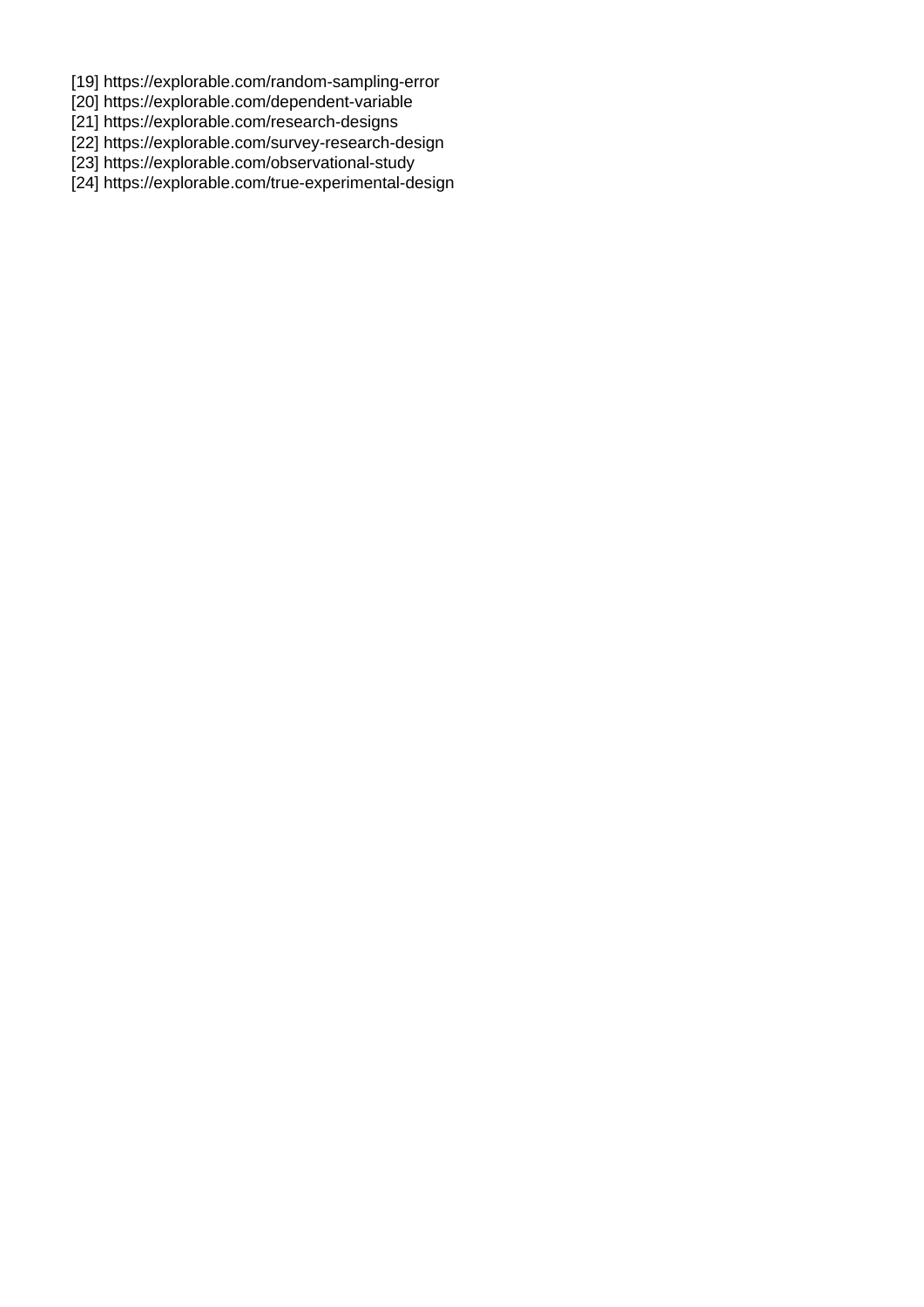[19] https://explorable.com/random-sampling-error
[20] https://explorable.com/dependent-variable
[21] https://explorable.com/research-designs
[22] https://explorable.com/survey-research-design
[23] https://explorable.com/observational-study
[24] https://explorable.com/true-experimental-design